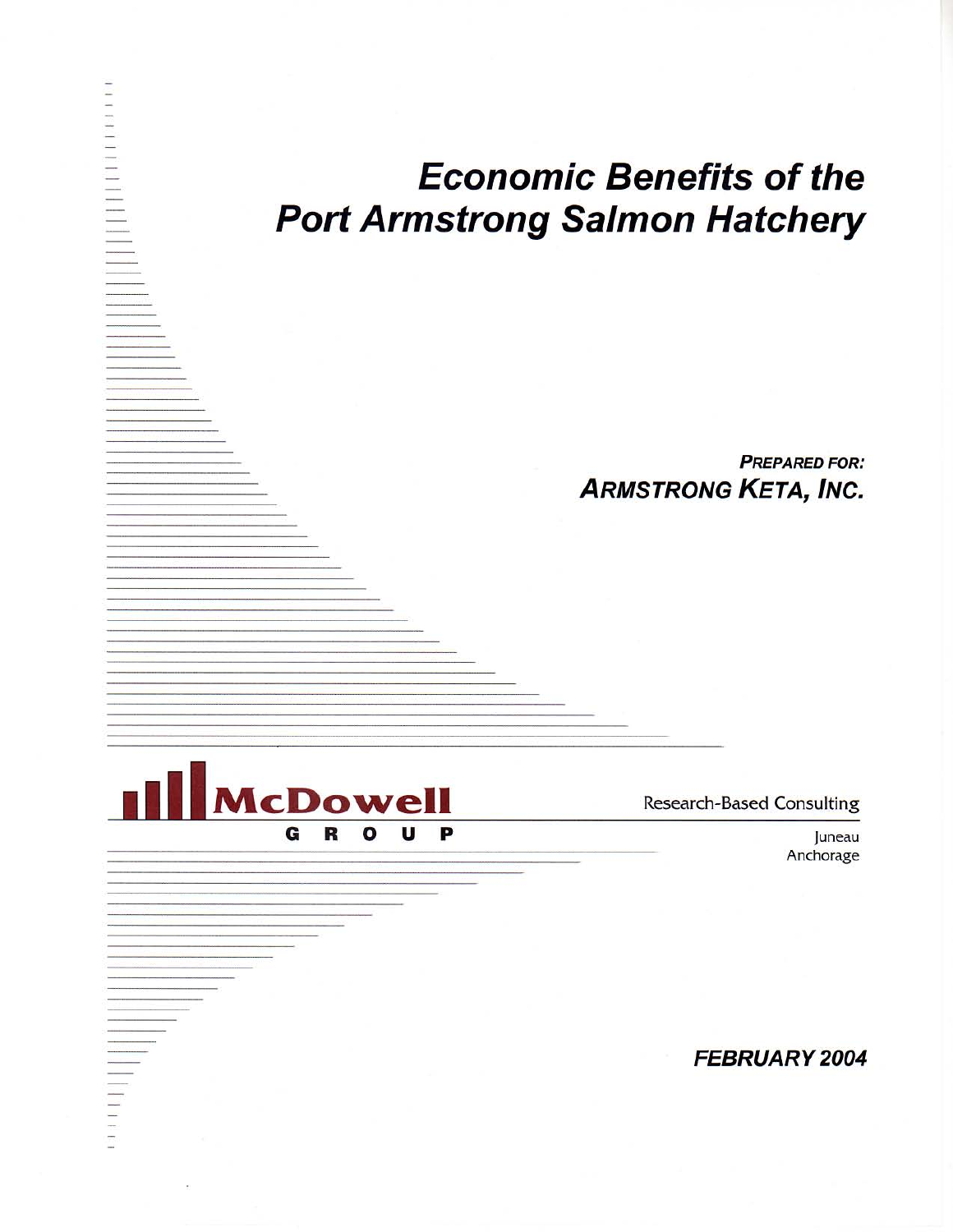# Economic Benefits of the Port Armstrong Salmon Hatchery

***PREPARED FOR:***
***ARMSTRONG KETA, INC.***

McDowell GROUP

Research-Based Consulting

Juneau
Anchorage

***FEBRUARY 2004***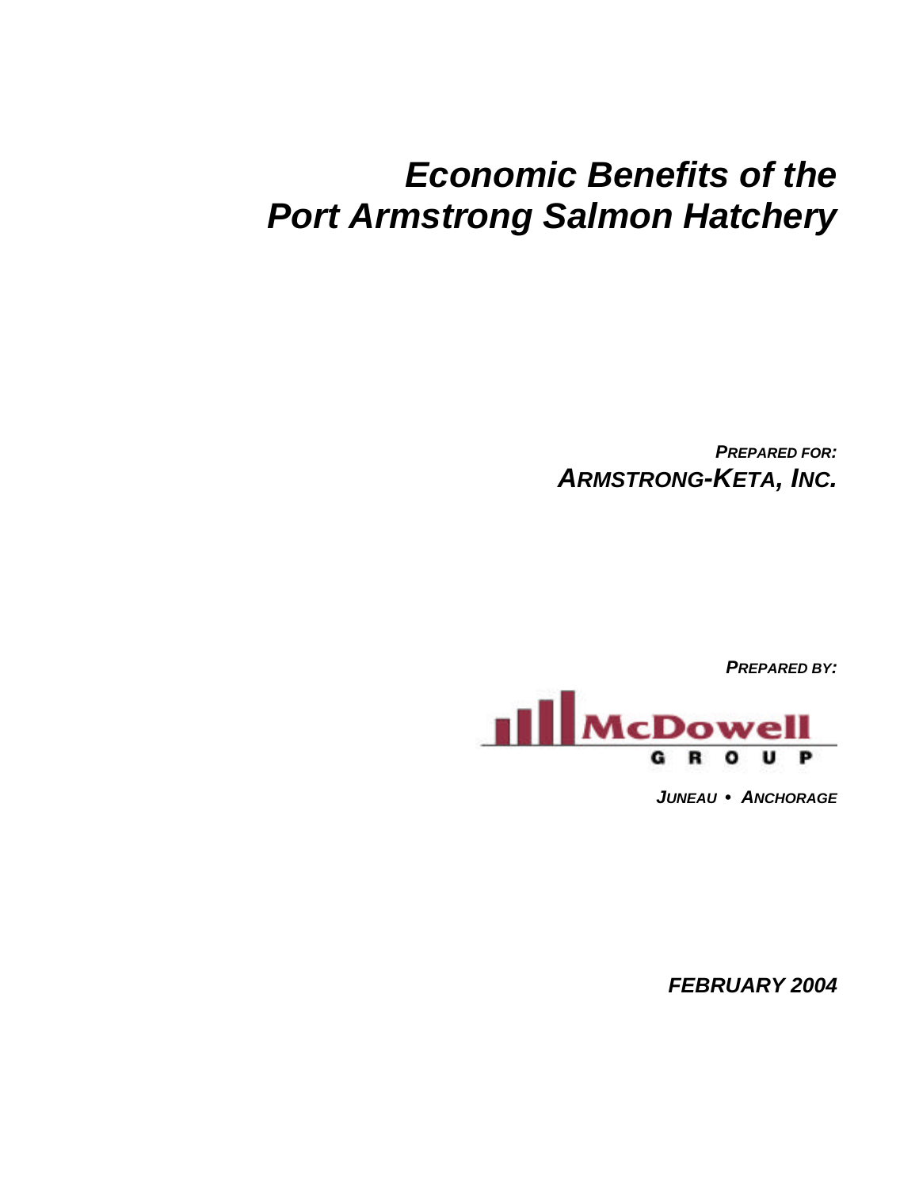# *Economic Benefits of the Port Armstrong Salmon Hatchery*

***Prepared for:***

***Armstrong-Keta, Inc.***

***Prepared by:***

McDowell Group

***Juneau • Anchorage***

***February 2004***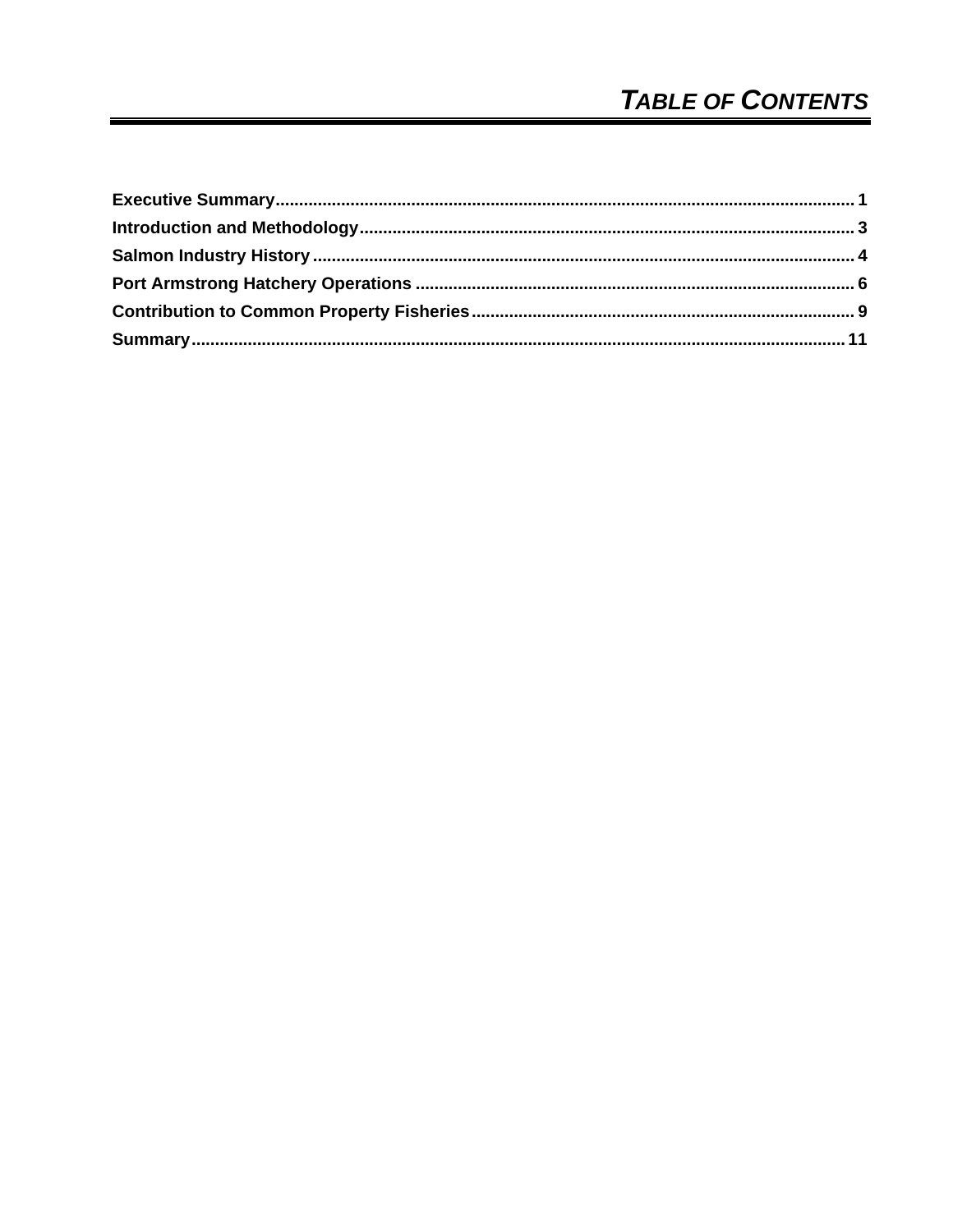# TABLE OF CONTENTS

**Executive Summary**...........................................................................................................1

**Introduction and Methodology**.........................................................................................3

**Salmon Industry History**..................................................................................................4

**Port Armstrong Hatchery Operations**.............................................................................6

**Contribution to Common Property Fisheries**.................................................................9

**Summary**...........................................................................................................................11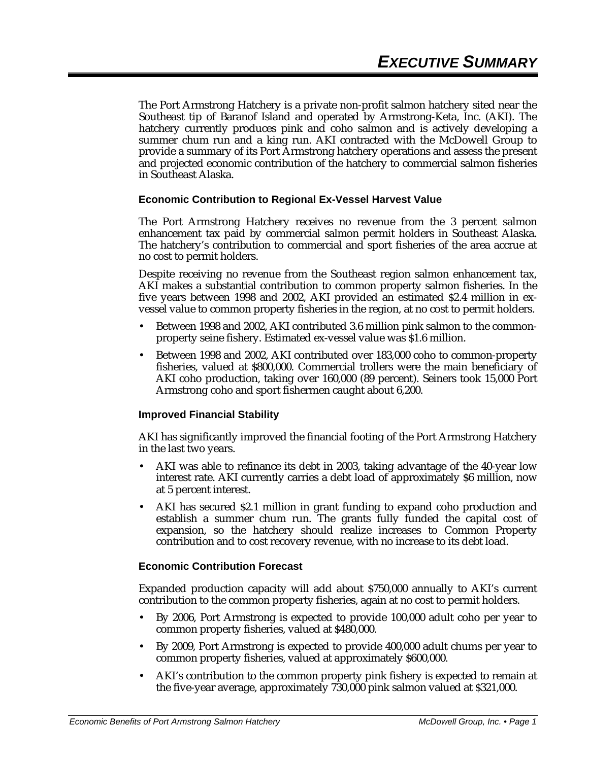# *EXECUTIVE SUMMARY*

The Port Armstrong Hatchery is a private non-profit salmon hatchery sited near the Southeast tip of Baranof Island and operated by Armstrong-Keta, Inc. (AKI). The hatchery currently produces pink and coho salmon and is actively developing a summer chum run and a king run. AKI contracted with the McDowell Group to provide a summary of its Port Armstrong hatchery operations and assess the present and projected economic contribution of the hatchery to commercial salmon fisheries in Southeast Alaska.

### Economic Contribution to Regional Ex-Vessel Harvest Value

The Port Armstrong Hatchery receives no revenue from the 3 percent salmon enhancement tax paid by commercial salmon permit holders in Southeast Alaska. The hatchery's contribution to commercial and sport fisheries of the area accrue at no cost to permit holders.

Despite receiving no revenue from the Southeast region salmon enhancement tax, AKI makes a substantial contribution to common property salmon fisheries. In the five years between 1998 and 2002, AKI provided an estimated $2.4 million in ex-vessel value to common property fisheries in the region, at no cost to permit holders.

- Between 1998 and 2002, AKI contributed 3.6 million pink salmon to the common-property seine fishery. Estimated ex-vessel value was $1.6 million.
- Between 1998 and 2002, AKI contributed over 183,000 coho to common-property fisheries, valued at $800,000. Commercial trollers were the main beneficiary of AKI coho production, taking over 160,000 (89 percent). Seiners took 15,000 Port Armstrong coho and sport fishermen caught about 6,200.

### Improved Financial Stability

AKI has significantly improved the financial footing of the Port Armstrong Hatchery in the last two years.

- AKI was able to refinance its debt in 2003, taking advantage of the 40-year low interest rate. AKI currently carries a debt load of approximately $6 million, now at 5 percent interest.
- AKI has secured $2.1 million in grant funding to expand coho production and establish a summer chum run. The grants fully funded the capital cost of expansion, so the hatchery should realize increases to Common Property contribution and to cost recovery revenue, with no increase to its debt load.

### Economic Contribution Forecast

Expanded production capacity will add about $750,000 annually to AKI's current contribution to the common property fisheries, again at no cost to permit holders.

- By 2006, Port Armstrong is expected to provide 100,000 adult coho per year to common property fisheries, valued at $480,000.
- By 2009, Port Armstrong is expected to provide 400,000 adult chums per year to common property fisheries, valued at approximately $600,000.
- AKI's contribution to the common property pink fishery is expected to remain at the five-year average, approximately 730,000 pink salmon valued at $321,000.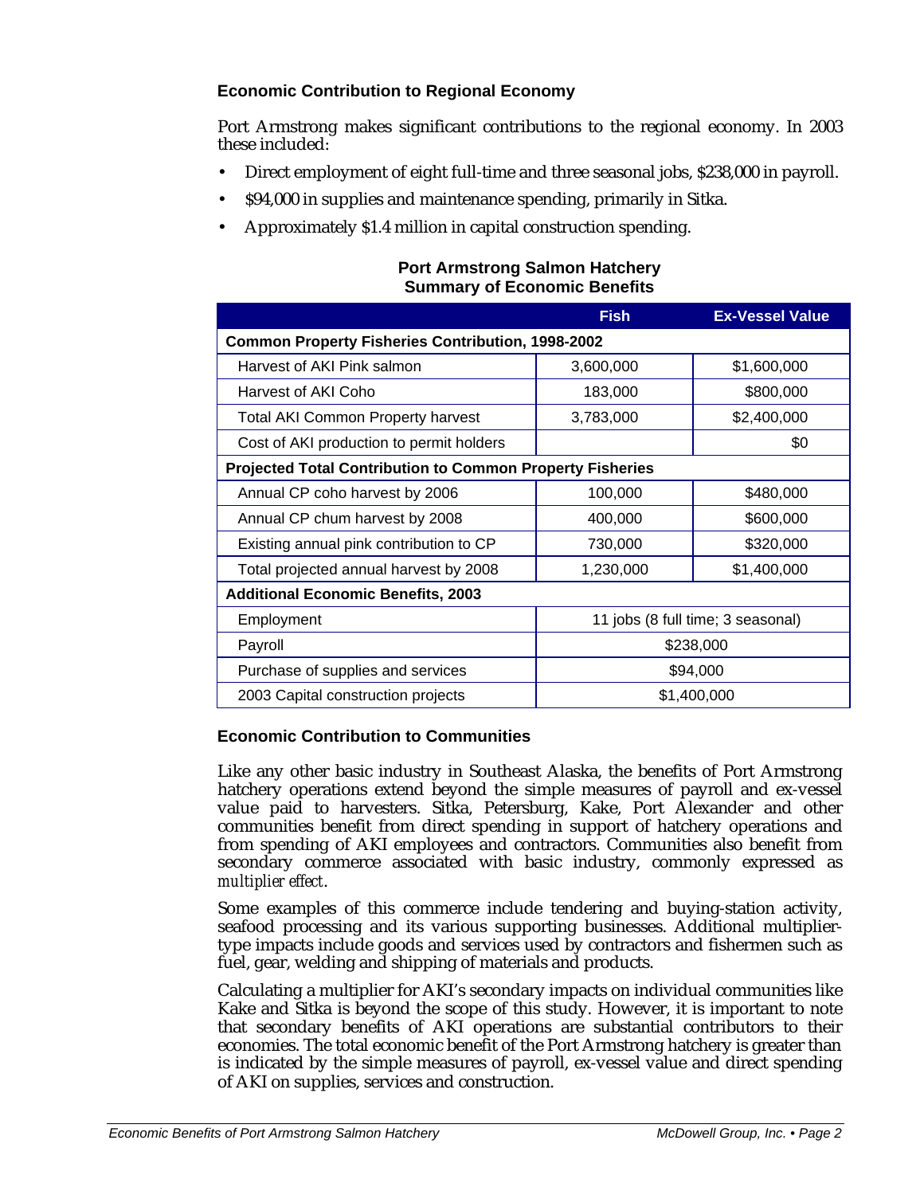### Economic Contribution to Regional Economy

Port Armstrong makes significant contributions to the regional economy. In 2003 these included:

- Direct employment of eight full-time and three seasonal jobs, $238,000 in payroll.
- $94,000 in supplies and maintenance spending, primarily in Sitka.
- Approximately $1.4 million in capital construction spending.

**Port Armstrong Salmon Hatchery**
**Summary of Economic Benefits**

| | Fish | Ex-Vessel Value |
|---|---|---|
| **Common Property Fisheries Contribution, 1998-2002** | | |
| Harvest of AKI Pink salmon | 3,600,000 | $1,600,000 |
| Harvest of AKI Coho | 183,000 | $800,000 |
| Total AKI Common Property harvest | 3,783,000 | $2,400,000 |
| Cost of AKI production to permit holders | | $0 |
| **Projected Total Contribution to Common Property Fisheries** | | |
| Annual CP coho harvest by 2006 | 100,000 | $480,000 |
| Annual CP chum harvest by 2008 | 400,000 | $600,000 |
| Existing annual pink contribution to CP | 730,000 | $320,000 |
| Total projected annual harvest by 2008 | 1,230,000 | $1,400,000 |
| **Additional Economic Benefits, 2003** | | |
| Employment | 11 jobs (8 full time; 3 seasonal) | |
| Payroll | $238,000 | |
| Purchase of supplies and services | $94,000 | |
| 2003 Capital construction projects | $1,400,000 | |

### Economic Contribution to Communities

Like any other basic industry in Southeast Alaska, the benefits of Port Armstrong hatchery operations extend beyond the simple measures of payroll and ex-vessel value paid to harvesters. Sitka, Petersburg, Kake, Port Alexander and other communities benefit from direct spending in support of hatchery operations and from spending of AKI employees and contractors. Communities also benefit from secondary commerce associated with basic industry, commonly expressed as *multiplier effect*.

Some examples of this commerce include tendering and buying-station activity, seafood processing and its various supporting businesses. Additional multiplier-type impacts include goods and services used by contractors and fishermen such as fuel, gear, welding and shipping of materials and products.

Calculating a multiplier for AKI's secondary impacts on individual communities like Kake and Sitka is beyond the scope of this study. However, it is important to note that secondary benefits of AKI operations are substantial contributors to their economies. The total economic benefit of the Port Armstrong hatchery is greater than is indicated by the simple measures of payroll, ex-vessel value and direct spending of AKI on supplies, services and construction.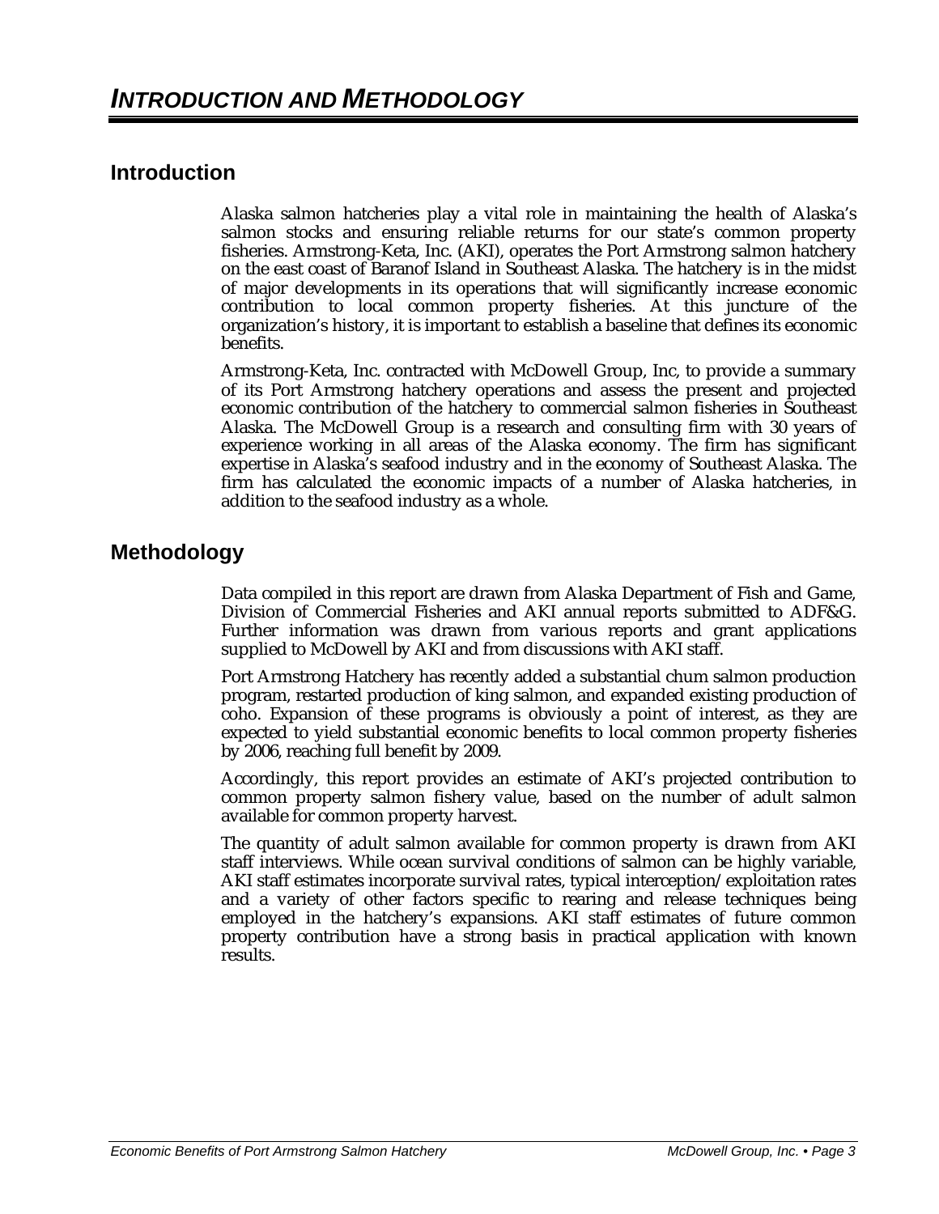# *INTRODUCTION AND METHODOLOGY*

## Introduction

Alaska salmon hatcheries play a vital role in maintaining the health of Alaska's salmon stocks and ensuring reliable returns for our state's common property fisheries. Armstrong-Keta, Inc. (AKI), operates the Port Armstrong salmon hatchery on the east coast of Baranof Island in Southeast Alaska. The hatchery is in the midst of major developments in its operations that will significantly increase economic contribution to local common property fisheries. At this juncture of the organization's history, it is important to establish a baseline that defines its economic benefits.

Armstrong-Keta, Inc. contracted with McDowell Group, Inc, to provide a summary of its Port Armstrong hatchery operations and assess the present and projected economic contribution of the hatchery to commercial salmon fisheries in Southeast Alaska. The McDowell Group is a research and consulting firm with 30 years of experience working in all areas of the Alaska economy. The firm has significant expertise in Alaska's seafood industry and in the economy of Southeast Alaska. The firm has calculated the economic impacts of a number of Alaska hatcheries, in addition to the seafood industry as a whole.

## Methodology

Data compiled in this report are drawn from Alaska Department of Fish and Game, Division of Commercial Fisheries and AKI annual reports submitted to ADF&G. Further information was drawn from various reports and grant applications supplied to McDowell by AKI and from discussions with AKI staff.

Port Armstrong Hatchery has recently added a substantial chum salmon production program, restarted production of king salmon, and expanded existing production of coho. Expansion of these programs is obviously a point of interest, as they are expected to yield substantial economic benefits to local common property fisheries by 2006, reaching full benefit by 2009.

Accordingly, this report provides an estimate of AKI's projected contribution to common property salmon fishery value, based on the number of adult salmon available for common property harvest.

The quantity of adult salmon available for common property is drawn from AKI staff interviews. While ocean survival conditions of salmon can be highly variable, AKI staff estimates incorporate survival rates, typical interception/exploitation rates and a variety of other factors specific to rearing and release techniques being employed in the hatchery's expansions. AKI staff estimates of future common property contribution have a strong basis in practical application with known results.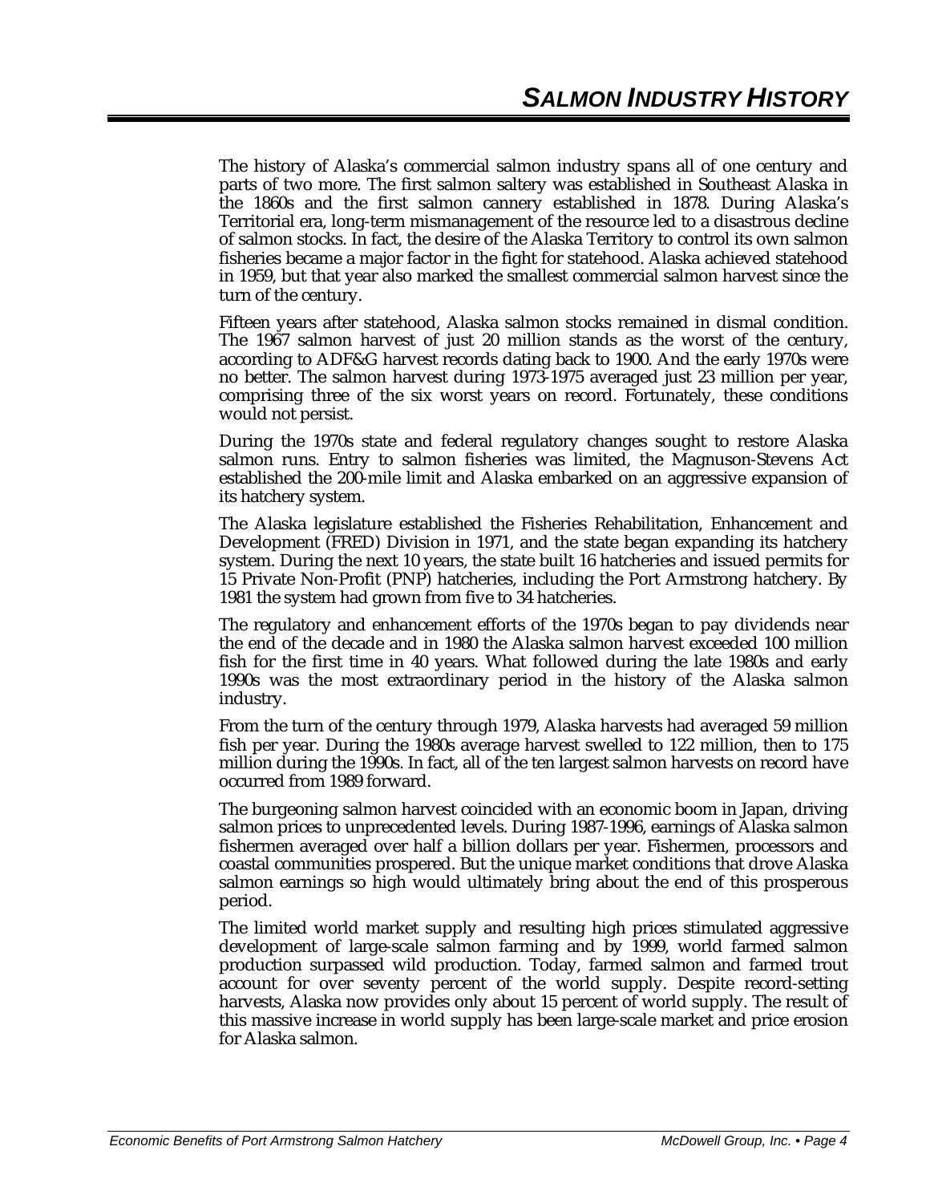# SALMON INDUSTRY HISTORY

The history of Alaska's commercial salmon industry spans all of one century and parts of two more. The first salmon saltery was established in Southeast Alaska in the 1860s and the first salmon cannery established in 1878. During Alaska's Territorial era, long-term mismanagement of the resource led to a disastrous decline of salmon stocks. In fact, the desire of the Alaska Territory to control its own salmon fisheries became a major factor in the fight for statehood. Alaska achieved statehood in 1959, but that year also marked the smallest commercial salmon harvest since the turn of the century.

Fifteen years after statehood, Alaska salmon stocks remained in dismal condition. The 1967 salmon harvest of just 20 million stands as the worst of the century, according to ADF&G harvest records dating back to 1900. And the early 1970s were no better. The salmon harvest during 1973-1975 averaged just 23 million per year, comprising three of the six worst years on record. Fortunately, these conditions would not persist.

During the 1970s state and federal regulatory changes sought to restore Alaska salmon runs. Entry to salmon fisheries was limited, the Magnuson-Stevens Act established the 200-mile limit and Alaska embarked on an aggressive expansion of its hatchery system.

The Alaska legislature established the Fisheries Rehabilitation, Enhancement and Development (FRED) Division in 1971, and the state began expanding its hatchery system. During the next 10 years, the state built 16 hatcheries and issued permits for 15 Private Non-Profit (PNP) hatcheries, including the Port Armstrong hatchery. By 1981 the system had grown from five to 34 hatcheries.

The regulatory and enhancement efforts of the 1970s began to pay dividends near the end of the decade and in 1980 the Alaska salmon harvest exceeded 100 million fish for the first time in 40 years. What followed during the late 1980s and early 1990s was the most extraordinary period in the history of the Alaska salmon industry.

From the turn of the century through 1979, Alaska harvests had averaged 59 million fish per year. During the 1980s average harvest swelled to 122 million, then to 175 million during the 1990s. In fact, all of the ten largest salmon harvests on record have occurred from 1989 forward.

The burgeoning salmon harvest coincided with an economic boom in Japan, driving salmon prices to unprecedented levels. During 1987-1996, earnings of Alaska salmon fishermen averaged over half a billion dollars per year. Fishermen, processors and coastal communities prospered. But the unique market conditions that drove Alaska salmon earnings so high would ultimately bring about the end of this prosperous period.

The limited world market supply and resulting high prices stimulated aggressive development of large-scale salmon farming and by 1999, world farmed salmon production surpassed wild production. Today, farmed salmon and farmed trout account for over seventy percent of the world supply. Despite record-setting harvests, Alaska now provides only about 15 percent of world supply. The result of this massive increase in world supply has been large-scale market and price erosion for Alaska salmon.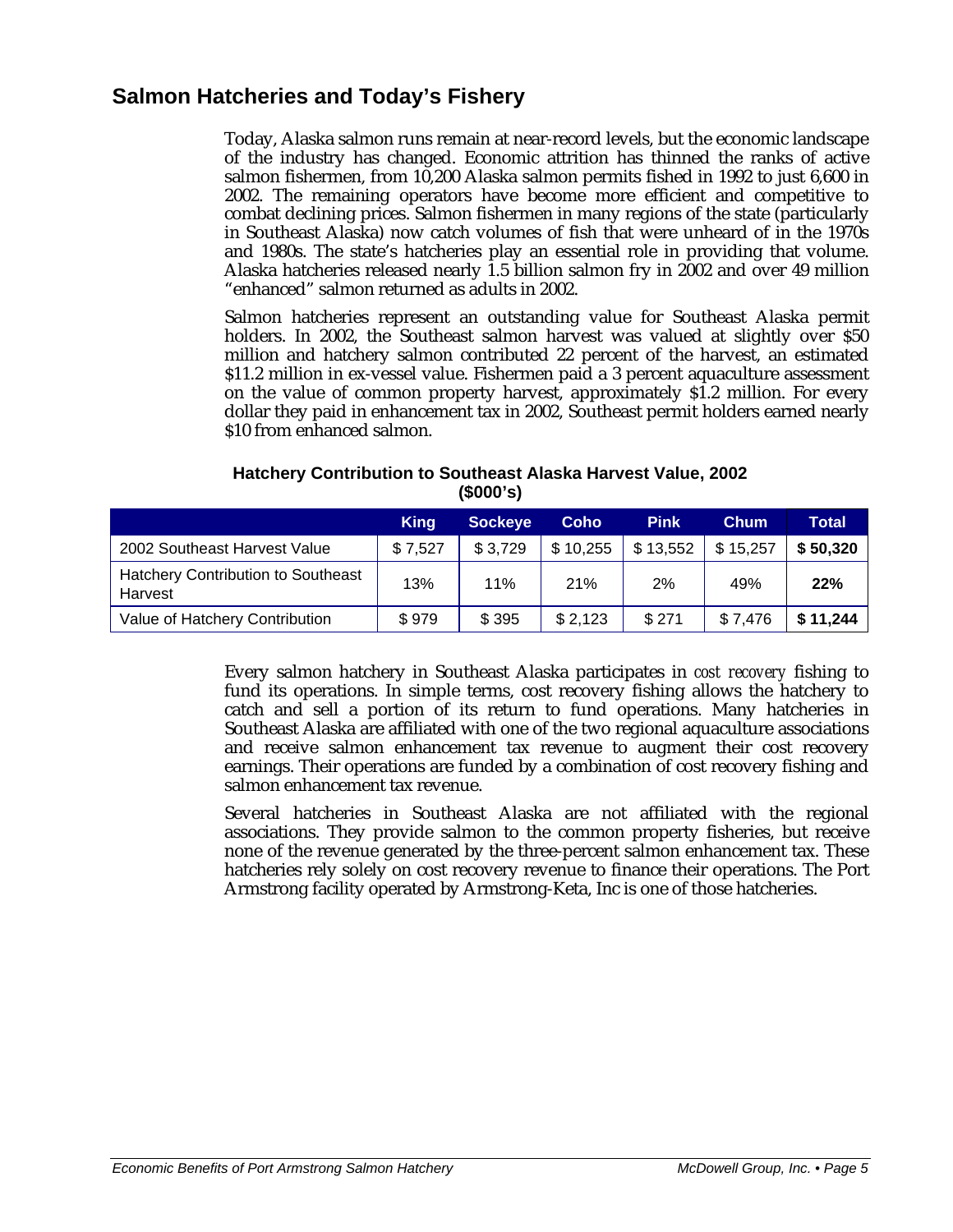## Salmon Hatcheries and Today's Fishery

Today, Alaska salmon runs remain at near-record levels, but the economic landscape of the industry has changed. Economic attrition has thinned the ranks of active salmon fishermen, from 10,200 Alaska salmon permits fished in 1992 to just 6,600 in 2002. The remaining operators have become more efficient and competitive to combat declining prices. Salmon fishermen in many regions of the state (particularly in Southeast Alaska) now catch volumes of fish that were unheard of in the 1970s and 1980s. The state's hatcheries play an essential role in providing that volume. Alaska hatcheries released nearly 1.5 billion salmon fry in 2002 and over 49 million "enhanced" salmon returned as adults in 2002.

Salmon hatcheries represent an outstanding value for Southeast Alaska permit holders. In 2002, the Southeast salmon harvest was valued at slightly over $50 million and hatchery salmon contributed 22 percent of the harvest, an estimated $11.2 million in ex-vessel value. Fishermen paid a 3 percent aquaculture assessment on the value of common property harvest, approximately $1.2 million. For every dollar they paid in enhancement tax in 2002, Southeast permit holders earned nearly $10 from enhanced salmon.

**Hatchery Contribution to Southeast Alaska Harvest Value, 2002 ($000's)**

| | King | Sockeye | Coho | Pink | Chum | Total |
|---|---|---|---|---|---|---|
| 2002 Southeast Harvest Value | $ 7,527 | $ 3,729 | $ 10,255 | $ 13,552 | $ 15,257 | **$ 50,320** |
| Hatchery Contribution to Southeast Harvest | 13% | 11% | 21% | 2% | 49% | **22%** |
| Value of Hatchery Contribution | $ 979 | $ 395 | $ 2,123 | $ 271 | $ 7,476 | **$ 11,244** |

Every salmon hatchery in Southeast Alaska participates in *cost recovery* fishing to fund its operations. In simple terms, cost recovery fishing allows the hatchery to catch and sell a portion of its return to fund operations. Many hatcheries in Southeast Alaska are affiliated with one of the two regional aquaculture associations and receive salmon enhancement tax revenue to augment their cost recovery earnings. Their operations are funded by a combination of cost recovery fishing and salmon enhancement tax revenue.

Several hatcheries in Southeast Alaska are not affiliated with the regional associations. They provide salmon to the common property fisheries, but receive none of the revenue generated by the three-percent salmon enhancement tax. These hatcheries rely solely on cost recovery revenue to finance their operations. The Port Armstrong facility operated by Armstrong-Keta, Inc is one of those hatcheries.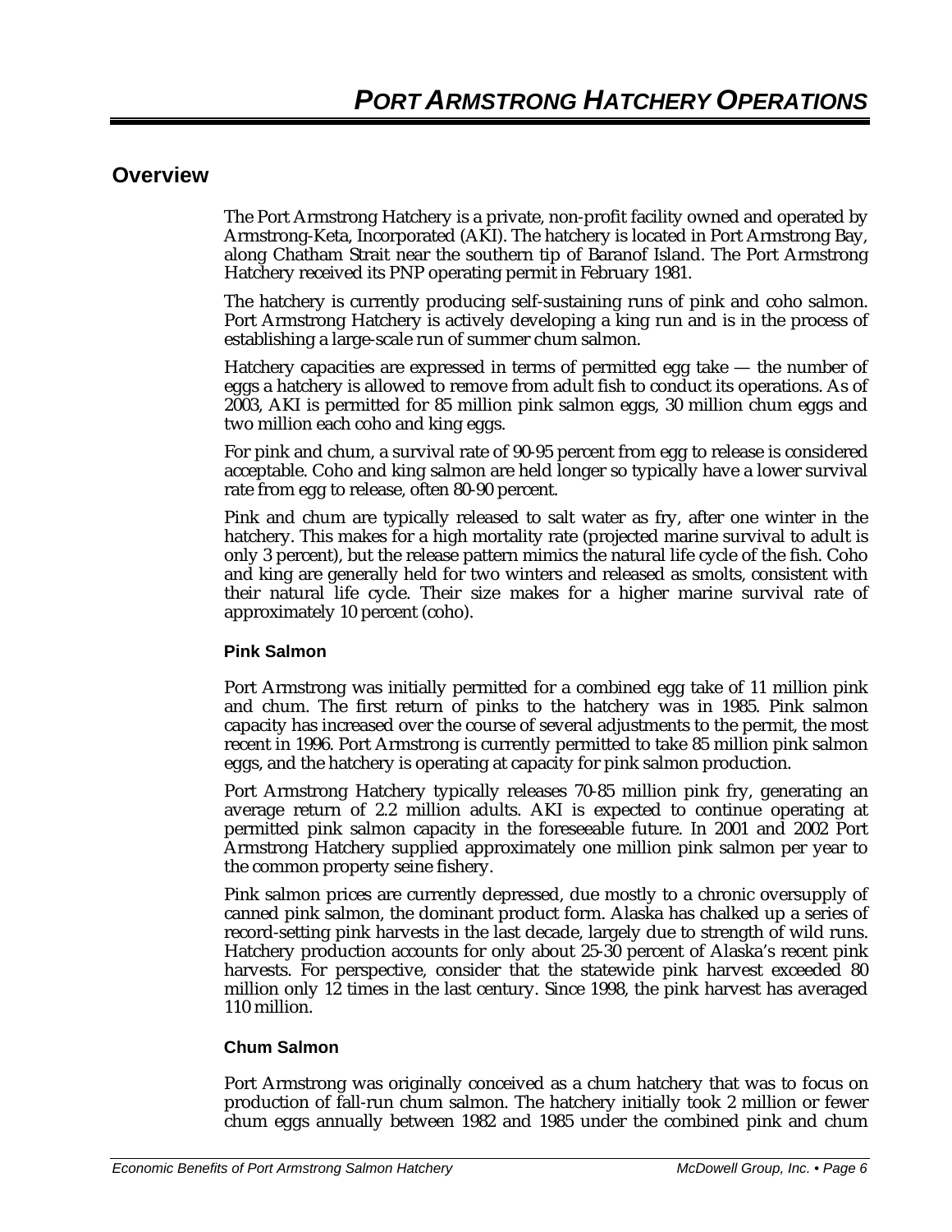# *PORT ARMSTRONG HATCHERY OPERATIONS*

## Overview

The Port Armstrong Hatchery is a private, non-profit facility owned and operated by Armstrong-Keta, Incorporated (AKI). The hatchery is located in Port Armstrong Bay, along Chatham Strait near the southern tip of Baranof Island. The Port Armstrong Hatchery received its PNP operating permit in February 1981.

The hatchery is currently producing self-sustaining runs of pink and coho salmon. Port Armstrong Hatchery is actively developing a king run and is in the process of establishing a large-scale run of summer chum salmon.

Hatchery capacities are expressed in terms of permitted egg take — the number of eggs a hatchery is allowed to remove from adult fish to conduct its operations. As of 2003, AKI is permitted for 85 million pink salmon eggs, 30 million chum eggs and two million each coho and king eggs.

For pink and chum, a survival rate of 90-95 percent from egg to release is considered acceptable. Coho and king salmon are held longer so typically have a lower survival rate from egg to release, often 80-90 percent.

Pink and chum are typically released to salt water as fry, after one winter in the hatchery. This makes for a high mortality rate (projected marine survival to adult is only 3 percent), but the release pattern mimics the natural life cycle of the fish. Coho and king are generally held for two winters and released as smolts, consistent with their natural life cycle. Their size makes for a higher marine survival rate of approximately 10 percent (coho).

### Pink Salmon

Port Armstrong was initially permitted for a combined egg take of 11 million pink and chum. The first return of pinks to the hatchery was in 1985. Pink salmon capacity has increased over the course of several adjustments to the permit, the most recent in 1996. Port Armstrong is currently permitted to take 85 million pink salmon eggs, and the hatchery is operating at capacity for pink salmon production.

Port Armstrong Hatchery typically releases 70-85 million pink fry, generating an average return of 2.2 million adults. AKI is expected to continue operating at permitted pink salmon capacity in the foreseeable future. In 2001 and 2002 Port Armstrong Hatchery supplied approximately one million pink salmon per year to the common property seine fishery.

Pink salmon prices are currently depressed, due mostly to a chronic oversupply of canned pink salmon, the dominant product form. Alaska has chalked up a series of record-setting pink harvests in the last decade, largely due to strength of wild runs. Hatchery production accounts for only about 25-30 percent of Alaska's recent pink harvests. For perspective, consider that the statewide pink harvest exceeded 80 million only 12 times in the last century. Since 1998, the pink harvest has averaged 110 million.

### Chum Salmon

Port Armstrong was originally conceived as a chum hatchery that was to focus on production of fall-run chum salmon. The hatchery initially took 2 million or fewer chum eggs annually between 1982 and 1985 under the combined pink and chum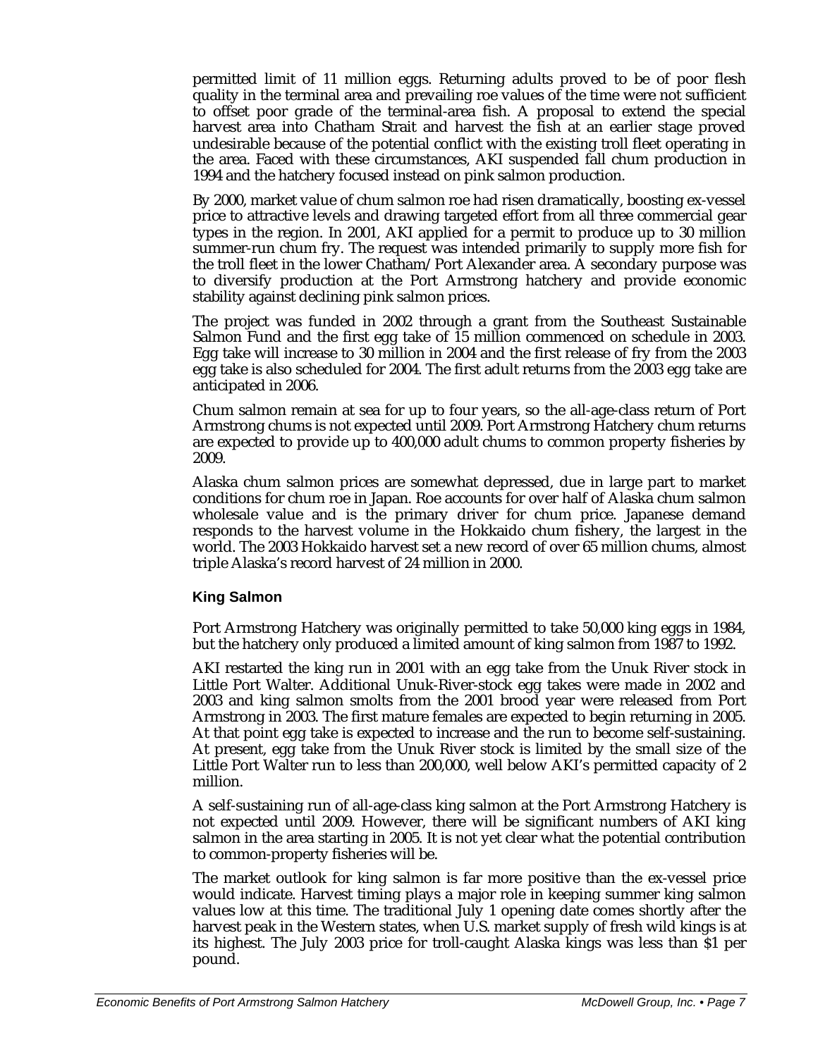permitted limit of 11 million eggs. Returning adults proved to be of poor flesh quality in the terminal area and prevailing roe values of the time were not sufficient to offset poor grade of the terminal-area fish. A proposal to extend the special harvest area into Chatham Strait and harvest the fish at an earlier stage proved undesirable because of the potential conflict with the existing troll fleet operating in the area. Faced with these circumstances, AKI suspended fall chum production in 1994 and the hatchery focused instead on pink salmon production.

By 2000, market value of chum salmon roe had risen dramatically, boosting ex-vessel price to attractive levels and drawing targeted effort from all three commercial gear types in the region. In 2001, AKI applied for a permit to produce up to 30 million summer-run chum fry. The request was intended primarily to supply more fish for the troll fleet in the lower Chatham/Port Alexander area. A secondary purpose was to diversify production at the Port Armstrong hatchery and provide economic stability against declining pink salmon prices.

The project was funded in 2002 through a grant from the Southeast Sustainable Salmon Fund and the first egg take of 15 million commenced on schedule in 2003. Egg take will increase to 30 million in 2004 and the first release of fry from the 2003 egg take is also scheduled for 2004. The first adult returns from the 2003 egg take are anticipated in 2006.

Chum salmon remain at sea for up to four years, so the all-age-class return of Port Armstrong chums is not expected until 2009. Port Armstrong Hatchery chum returns are expected to provide up to 400,000 adult chums to common property fisheries by 2009.

Alaska chum salmon prices are somewhat depressed, due in large part to market conditions for chum roe in Japan. Roe accounts for over half of Alaska chum salmon wholesale value and is the primary driver for chum price. Japanese demand responds to the harvest volume in the Hokkaido chum fishery, the largest in the world. The 2003 Hokkaido harvest set a new record of over 65 million chums, almost triple Alaska's record harvest of 24 million in 2000.

### King Salmon

Port Armstrong Hatchery was originally permitted to take 50,000 king eggs in 1984, but the hatchery only produced a limited amount of king salmon from 1987 to 1992.

AKI restarted the king run in 2001 with an egg take from the Unuk River stock in Little Port Walter. Additional Unuk-River-stock egg takes were made in 2002 and 2003 and king salmon smolts from the 2001 brood year were released from Port Armstrong in 2003. The first mature females are expected to begin returning in 2005. At that point egg take is expected to increase and the run to become self-sustaining. At present, egg take from the Unuk River stock is limited by the small size of the Little Port Walter run to less than 200,000, well below AKI's permitted capacity of 2 million.

A self-sustaining run of all-age-class king salmon at the Port Armstrong Hatchery is not expected until 2009. However, there will be significant numbers of AKI king salmon in the area starting in 2005. It is not yet clear what the potential contribution to common-property fisheries will be.

The market outlook for king salmon is far more positive than the ex-vessel price would indicate. Harvest timing plays a major role in keeping summer king salmon values low at this time. The traditional July 1 opening date comes shortly after the harvest peak in the Western states, when U.S. market supply of fresh wild kings is at its highest. The July 2003 price for troll-caught Alaska kings was less than $1 per pound.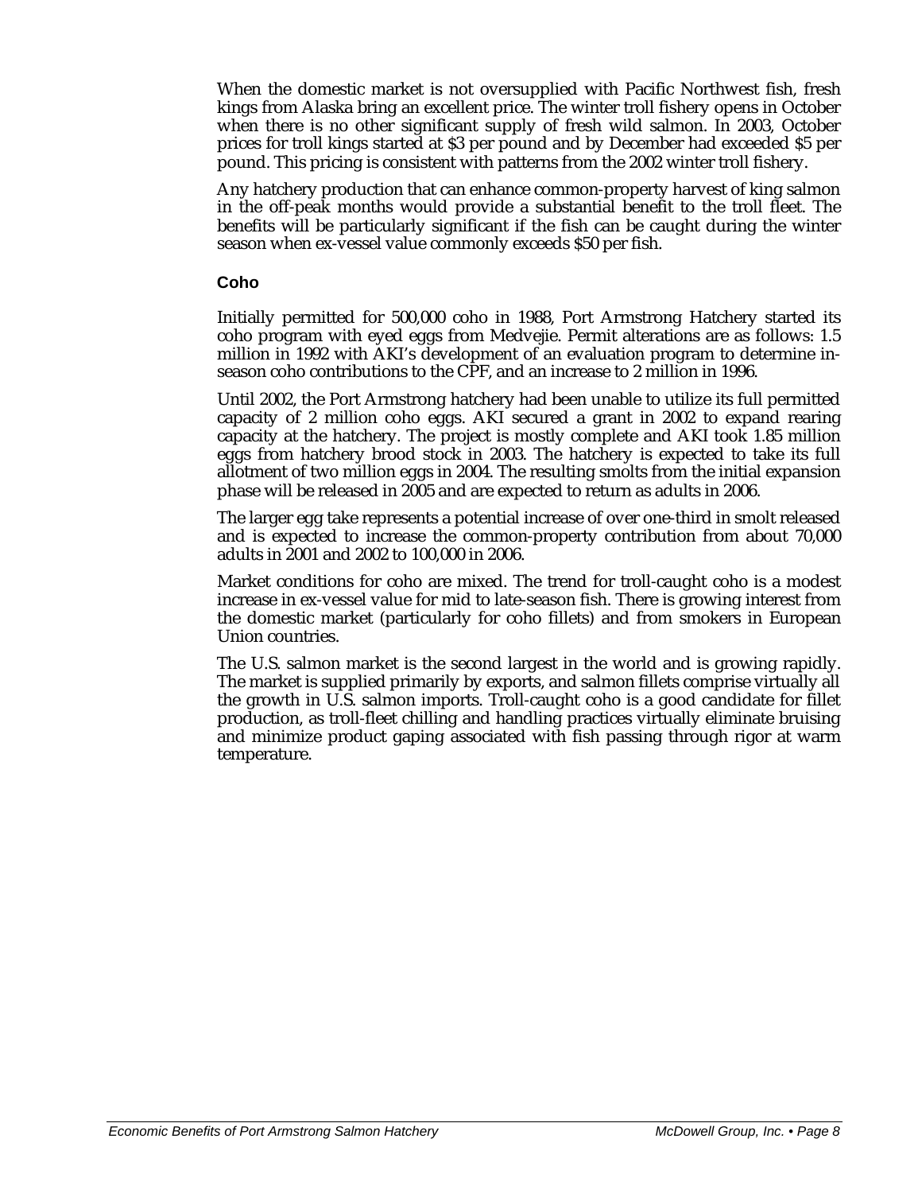When the domestic market is not oversupplied with Pacific Northwest fish, fresh kings from Alaska bring an excellent price. The winter troll fishery opens in October when there is no other significant supply of fresh wild salmon. In 2003, October prices for troll kings started at $3 per pound and by December had exceeded $5 per pound. This pricing is consistent with patterns from the 2002 winter troll fishery.

Any hatchery production that can enhance common-property harvest of king salmon in the off-peak months would provide a substantial benefit to the troll fleet. The benefits will be particularly significant if the fish can be caught during the winter season when ex-vessel value commonly exceeds $50 per fish.

### Coho

Initially permitted for 500,000 coho in 1988, Port Armstrong Hatchery started its coho program with eyed eggs from Medvejie. Permit alterations are as follows: 1.5 million in 1992 with AKI's development of an evaluation program to determine in-season coho contributions to the CPF, and an increase to 2 million in 1996.

Until 2002, the Port Armstrong hatchery had been unable to utilize its full permitted capacity of 2 million coho eggs. AKI secured a grant in 2002 to expand rearing capacity at the hatchery. The project is mostly complete and AKI took 1.85 million eggs from hatchery brood stock in 2003. The hatchery is expected to take its full allotment of two million eggs in 2004. The resulting smolts from the initial expansion phase will be released in 2005 and are expected to return as adults in 2006.

The larger egg take represents a potential increase of over one-third in smolt released and is expected to increase the common-property contribution from about 70,000 adults in 2001 and 2002 to 100,000 in 2006.

Market conditions for coho are mixed. The trend for troll-caught coho is a modest increase in ex-vessel value for mid to late-season fish. There is growing interest from the domestic market (particularly for coho fillets) and from smokers in European Union countries.

The U.S. salmon market is the second largest in the world and is growing rapidly. The market is supplied primarily by exports, and salmon fillets comprise virtually all the growth in U.S. salmon imports. Troll-caught coho is a good candidate for fillet production, as troll-fleet chilling and handling practices virtually eliminate bruising and minimize product gaping associated with fish passing through rigor at warm temperature.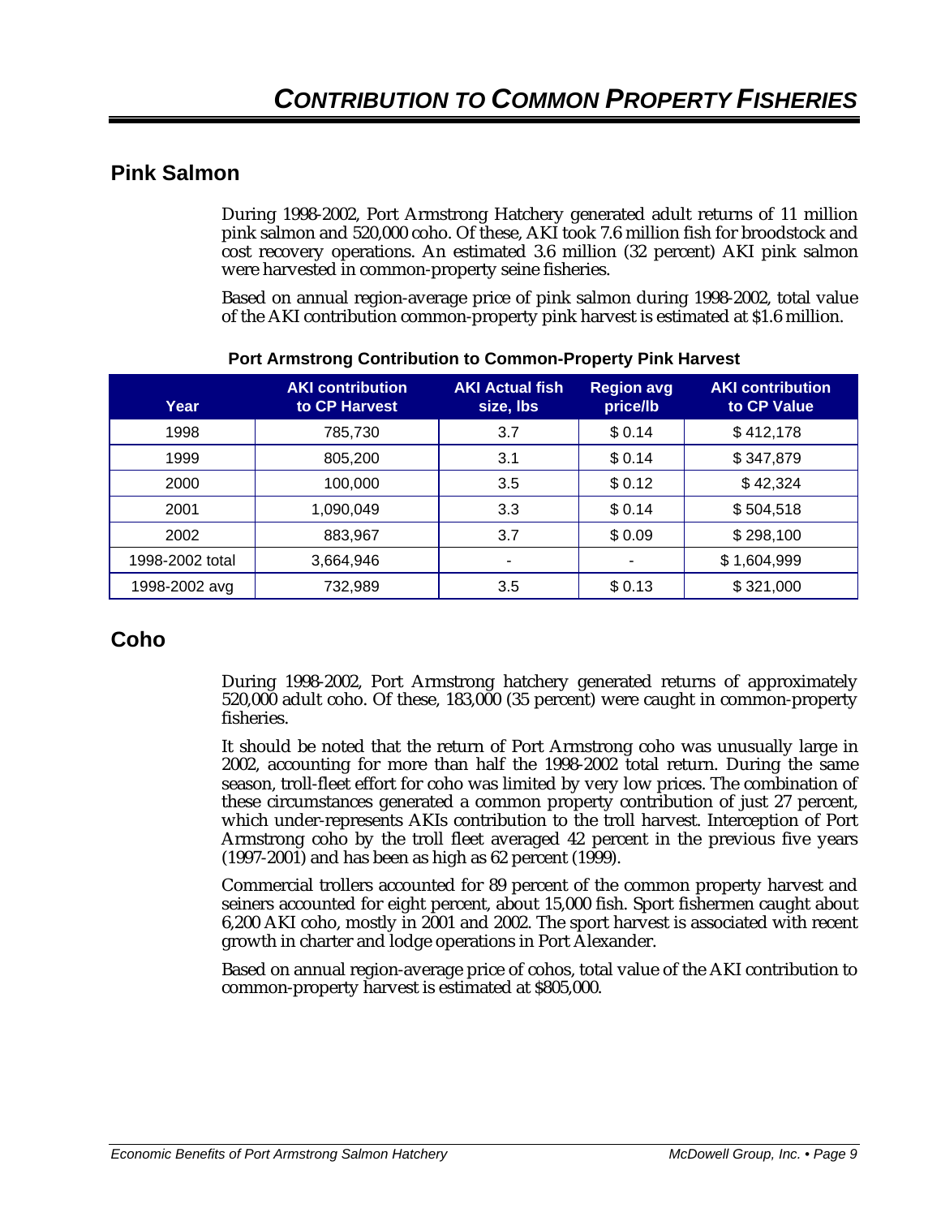# *CONTRIBUTION TO COMMON PROPERTY FISHERIES*

## Pink Salmon

During 1998-2002, Port Armstrong Hatchery generated adult returns of 11 million pink salmon and 520,000 coho. Of these, AKI took 7.6 million fish for broodstock and cost recovery operations. An estimated 3.6 million (32 percent) AKI pink salmon were harvested in common-property seine fisheries.

Based on annual region-average price of pink salmon during 1998-2002, total value of the AKI contribution common-property pink harvest is estimated at $1.6 million.

**Port Armstrong Contribution to Common-Property Pink Harvest**

| Year | AKI contribution to CP Harvest | AKI Actual fish size, lbs | Region avg price/lb | AKI contribution to CP Value |
|---|---|---|---|---|
| 1998 | 785,730 | 3.7 | $ 0.14 | $ 412,178 |
| 1999 | 805,200 | 3.1 | $ 0.14 | $ 347,879 |
| 2000 | 100,000 | 3.5 | $ 0.12 | $ 42,324 |
| 2001 | 1,090,049 | 3.3 | $ 0.14 | $ 504,518 |
| 2002 | 883,967 | 3.7 | $ 0.09 | $ 298,100 |
| 1998-2002 total | 3,664,946 | - | - | $ 1,604,999 |
| 1998-2002 avg | 732,989 | 3.5 | $ 0.13 | $ 321,000 |

## Coho

During 1998-2002, Port Armstrong hatchery generated returns of approximately 520,000 adult coho. Of these, 183,000 (35 percent) were caught in common-property fisheries.

It should be noted that the return of Port Armstrong coho was unusually large in 2002, accounting for more than half the 1998-2002 total return. During the same season, troll-fleet effort for coho was limited by very low prices. The combination of these circumstances generated a common property contribution of just 27 percent, which under-represents AKIs contribution to the troll harvest. Interception of Port Armstrong coho by the troll fleet averaged 42 percent in the previous five years (1997-2001) and has been as high as 62 percent (1999).

Commercial trollers accounted for 89 percent of the common property harvest and seiners accounted for eight percent, about 15,000 fish. Sport fishermen caught about 6,200 AKI coho, mostly in 2001 and 2002. The sport harvest is associated with recent growth in charter and lodge operations in Port Alexander.

Based on annual region-average price of cohos, total value of the AKI contribution to common-property harvest is estimated at $805,000.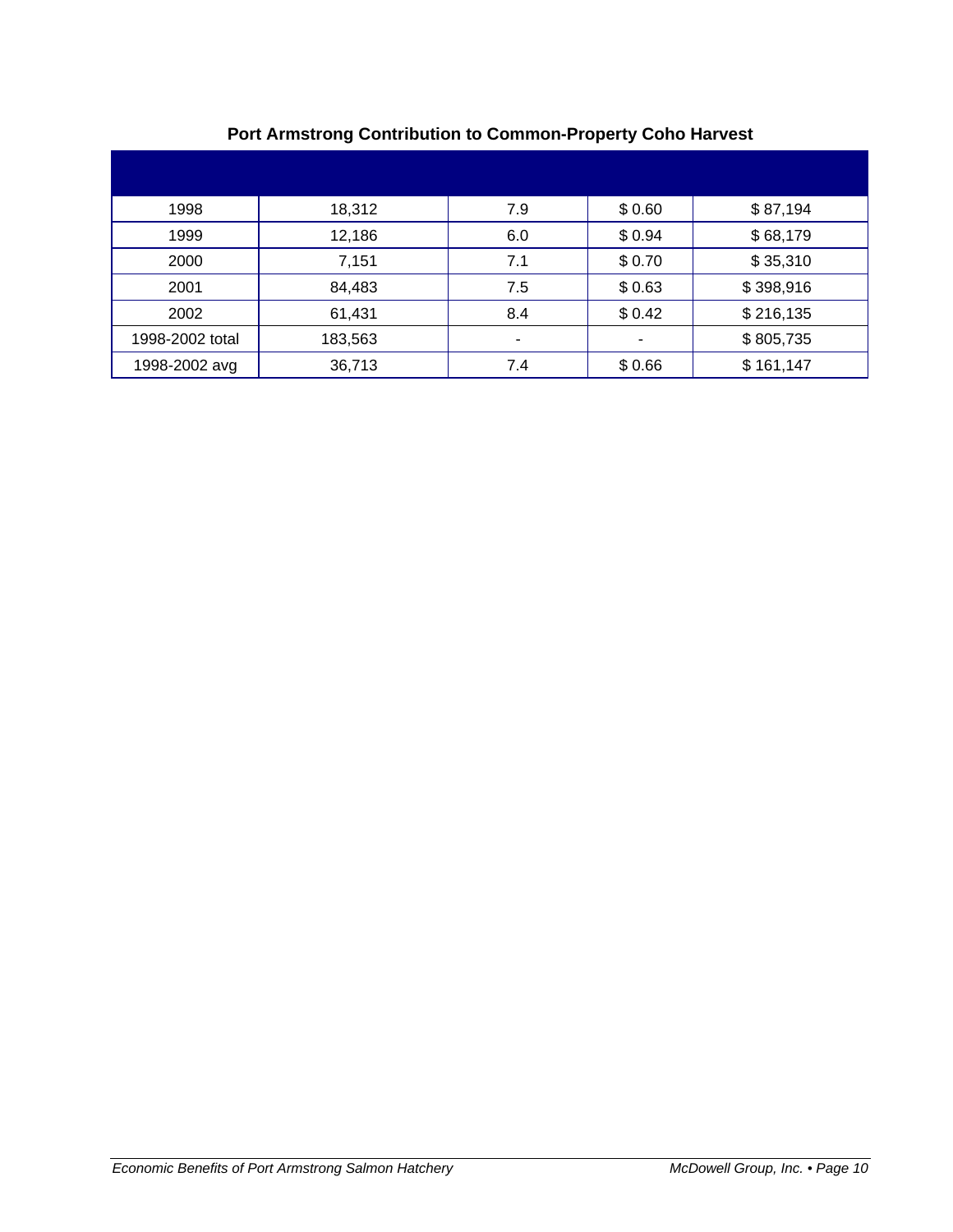**Port Armstrong Contribution to Common-Property Coho Harvest**

| | | | | |
|---|---|---|---|---|
| 1998 | 18,312 | 7.9 | $ 0.60 | $ 87,194 |
| 1999 | 12,186 | 6.0 | $ 0.94 | $ 68,179 |
| 2000 | 7,151 | 7.1 | $ 0.70 | $ 35,310 |
| 2001 | 84,483 | 7.5 | $ 0.63 | $ 398,916 |
| 2002 | 61,431 | 8.4 | $ 0.42 | $ 216,135 |
| 1998-2002 total | 183,563 | - | - | $ 805,735 |
| 1998-2002 avg | 36,713 | 7.4 | $ 0.66 | $ 161,147 |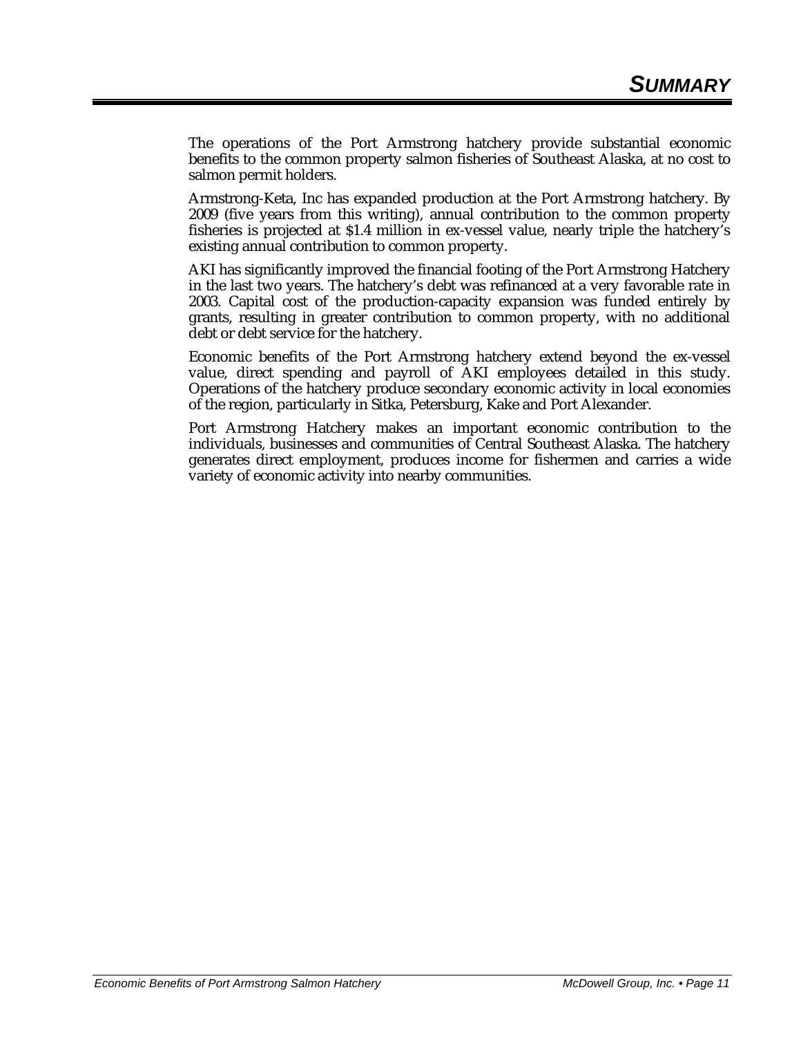# *SUMMARY*

The operations of the Port Armstrong hatchery provide substantial economic benefits to the common property salmon fisheries of Southeast Alaska, at no cost to salmon permit holders.

Armstrong-Keta, Inc has expanded production at the Port Armstrong hatchery. By 2009 (five years from this writing), annual contribution to the common property fisheries is projected at $1.4 million in ex-vessel value, nearly triple the hatchery's existing annual contribution to common property.

AKI has significantly improved the financial footing of the Port Armstrong Hatchery in the last two years. The hatchery's debt was refinanced at a very favorable rate in 2003. Capital cost of the production-capacity expansion was funded entirely by grants, resulting in greater contribution to common property, with no additional debt or debt service for the hatchery.

Economic benefits of the Port Armstrong hatchery extend beyond the ex-vessel value, direct spending and payroll of AKI employees detailed in this study. Operations of the hatchery produce secondary economic activity in local economies of the region, particularly in Sitka, Petersburg, Kake and Port Alexander.

Port Armstrong Hatchery makes an important economic contribution to the individuals, businesses and communities of Central Southeast Alaska. The hatchery generates direct employment, produces income for fishermen and carries a wide variety of economic activity into nearby communities.